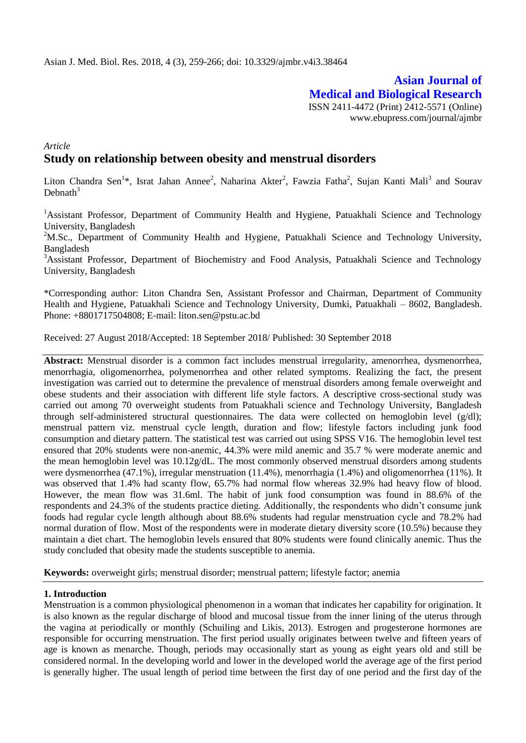**Asian Journal of Medical and Biological Research**

ISSN 2411-4472 (Print) 2412-5571 (Online)
www.ebupress.com/journal/ajmbr

*Article*

# Study on relationship between obesity and menstrual disorders

Liton Chandra Sen[1]*, Israt Jahan Annee[2], Naharina Akter[2], Fawzia Fatha[2], Sujan Kanti Mali[3] and Sourav Debnath[3]

[1]Assistant Professor, Department of Community Health and Hygiene, Patuakhali Science and Technology University, Bangladesh

[2]M.Sc., Department of Community Health and Hygiene, Patuakhali Science and Technology University, Bangladesh

[3]Assistant Professor, Department of Biochemistry and Food Analysis, Patuakhali Science and Technology University, Bangladesh

*Corresponding author: Liton Chandra Sen, Assistant Professor and Chairman, Department of Community Health and Hygiene, Patuakhali Science and Technology University, Dumki, Patuakhali – 8602, Bangladesh. Phone: +8801717504808; E-mail: liton.sen@pstu.ac.bd

Received: 27 August 2018/Accepted: 18 September 2018/ Published: 30 September 2018

**Abstract:** Menstrual disorder is a common fact includes menstrual irregularity, amenorrhea, dysmenorrhea, menorrhagia, oligomenorrhea, polymenorrhea and other related symptoms. Realizing the fact, the present investigation was carried out to determine the prevalence of menstrual disorders among female overweight and obese students and their association with different life style factors. A descriptive cross-sectional study was carried out among 70 overweight students from Patuakhali science and Technology University, Bangladesh through self-administered structural questionnaires. The data were collected on hemoglobin level (g/dl); menstrual pattern viz. menstrual cycle length, duration and flow; lifestyle factors including junk food consumption and dietary pattern. The statistical test was carried out using SPSS V16. The hemoglobin level test ensured that 20% students were non-anemic, 44.3% were mild anemic and 35.7 % were moderate anemic and the mean hemoglobin level was 10.12g/dL. The most commonly observed menstrual disorders among students were dysmenorrhea (47.1%), irregular menstruation (11.4%), menorrhagia (1.4%) and oligomenorrhea (11%). It was observed that 1.4% had scanty flow, 65.7% had normal flow whereas 32.9% had heavy flow of blood. However, the mean flow was 31.6ml. The habit of junk food consumption was found in 88.6% of the respondents and 24.3% of the students practice dieting. Additionally, the respondents who didn't consume junk foods had regular cycle length although about 88.6% students had regular menstruation cycle and 78.2% had normal duration of flow. Most of the respondents were in moderate dietary diversity score (10.5%) because they maintain a diet chart. The hemoglobin levels ensured that 80% students were found clinically anemic. Thus the study concluded that obesity made the students susceptible to anemia.

**Keywords:** overweight girls; menstrual disorder; menstrual pattern; lifestyle factor; anemia

## 1. Introduction

Menstruation is a common physiological phenomenon in a woman that indicates her capability for origination. It is also known as the regular discharge of blood and mucosal tissue from the inner lining of the uterus through the vagina at periodically or monthly (Schuiling and Likis, 2013). Estrogen and progesterone hormones are responsible for occurring menstruation. The first period usually originates between twelve and fifteen years of age is known as menarche. Though, periods may occasionally start as young as eight years old and still be considered normal. In the developing world and lower in the developed world the average age of the first period is generally higher. The usual length of period time between the first day of one period and the first day of the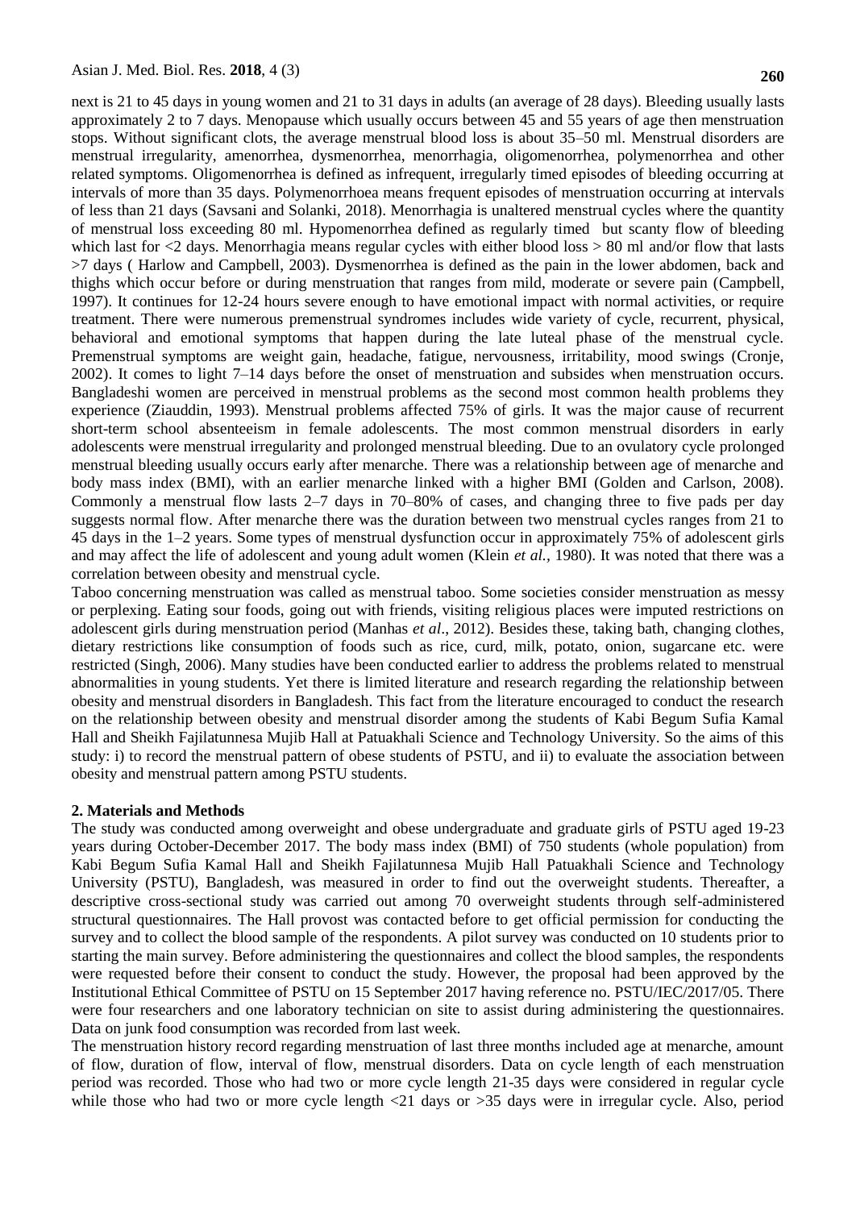next is 21 to 45 days in young women and 21 to 31 days in adults (an average of 28 days). Bleeding usually lasts approximately 2 to 7 days. Menopause which usually occurs between 45 and 55 years of age then menstruation stops. Without significant clots, the average menstrual blood loss is about 35–50 ml. Menstrual disorders are menstrual irregularity, amenorrhea, dysmenorrhea, menorrhagia, oligomenorrhea, polymenorrhea and other related symptoms. Oligomenorrhea is defined as infrequent, irregularly timed episodes of bleeding occurring at intervals of more than 35 days. Polymenorrhoea means frequent episodes of menstruation occurring at intervals of less than 21 days (Savsani and Solanki, 2018). Menorrhagia is unaltered menstrual cycles where the quantity of menstrual loss exceeding 80 ml. Hypomenorrhea defined as regularly timed but scanty flow of bleeding which last for <2 days. Menorrhagia means regular cycles with either blood loss > 80 ml and/or flow that lasts >7 days ( Harlow and Campbell, 2003). Dysmenorrhea is defined as the pain in the lower abdomen, back and thighs which occur before or during menstruation that ranges from mild, moderate or severe pain (Campbell, 1997). It continues for 12-24 hours severe enough to have emotional impact with normal activities, or require treatment. There were numerous premenstrual syndromes includes wide variety of cycle, recurrent, physical, behavioral and emotional symptoms that happen during the late luteal phase of the menstrual cycle. Premenstrual symptoms are weight gain, headache, fatigue, nervousness, irritability, mood swings (Cronje, 2002). It comes to light 7–14 days before the onset of menstruation and subsides when menstruation occurs. Bangladeshi women are perceived in menstrual problems as the second most common health problems they experience (Ziauddin, 1993). Menstrual problems affected 75% of girls. It was the major cause of recurrent short-term school absenteeism in female adolescents. The most common menstrual disorders in early adolescents were menstrual irregularity and prolonged menstrual bleeding. Due to an ovulatory cycle prolonged menstrual bleeding usually occurs early after menarche. There was a relationship between age of menarche and body mass index (BMI), with an earlier menarche linked with a higher BMI (Golden and Carlson, 2008). Commonly a menstrual flow lasts 2–7 days in 70–80% of cases, and changing three to five pads per day suggests normal flow. After menarche there was the duration between two menstrual cycles ranges from 21 to 45 days in the 1–2 years. Some types of menstrual dysfunction occur in approximately 75% of adolescent girls and may affect the life of adolescent and young adult women (Klein *et al.,* 1980). It was noted that there was a correlation between obesity and menstrual cycle.

Taboo concerning menstruation was called as menstrual taboo. Some societies consider menstruation as messy or perplexing. Eating sour foods, going out with friends, visiting religious places were imputed restrictions on adolescent girls during menstruation period (Manhas *et al*., 2012). Besides these, taking bath, changing clothes, dietary restrictions like consumption of foods such as rice, curd, milk, potato, onion, sugarcane etc. were restricted (Singh, 2006). Many studies have been conducted earlier to address the problems related to menstrual abnormalities in young students. Yet there is limited literature and research regarding the relationship between obesity and menstrual disorders in Bangladesh. This fact from the literature encouraged to conduct the research on the relationship between obesity and menstrual disorder among the students of Kabi Begum Sufia Kamal Hall and Sheikh Fajilatunnesa Mujib Hall at Patuakhali Science and Technology University. So the aims of this study: i) to record the menstrual pattern of obese students of PSTU, and ii) to evaluate the association between obesity and menstrual pattern among PSTU students.

## 2. Materials and Methods

The study was conducted among overweight and obese undergraduate and graduate girls of PSTU aged 19-23 years during October-December 2017. The body mass index (BMI) of 750 students (whole population) from Kabi Begum Sufia Kamal Hall and Sheikh Fajilatunnesa Mujib Hall Patuakhali Science and Technology University (PSTU), Bangladesh, was measured in order to find out the overweight students. Thereafter, a descriptive cross-sectional study was carried out among 70 overweight students through self-administered structural questionnaires. The Hall provost was contacted before to get official permission for conducting the survey and to collect the blood sample of the respondents. A pilot survey was conducted on 10 students prior to starting the main survey. Before administering the questionnaires and collect the blood samples, the respondents were requested before their consent to conduct the study. However, the proposal had been approved by the Institutional Ethical Committee of PSTU on 15 September 2017 having reference no. PSTU/IEC/2017/05. There were four researchers and one laboratory technician on site to assist during administering the questionnaires. Data on junk food consumption was recorded from last week.

The menstruation history record regarding menstruation of last three months included age at menarche, amount of flow, duration of flow, interval of flow, menstrual disorders. Data on cycle length of each menstruation period was recorded. Those who had two or more cycle length 21-35 days were considered in regular cycle while those who had two or more cycle length <21 days or >35 days were in irregular cycle. Also, period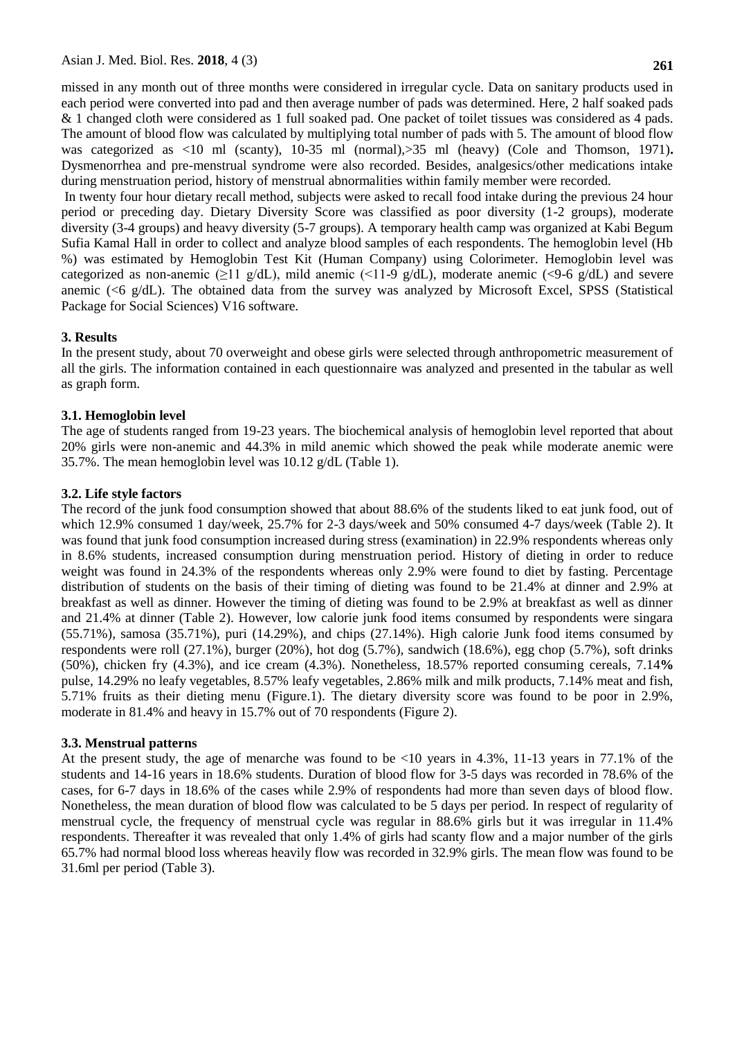missed in any month out of three months were considered in irregular cycle. Data on sanitary products used in each period were converted into pad and then average number of pads was determined. Here, 2 half soaked pads & 1 changed cloth were considered as 1 full soaked pad. One packet of toilet tissues was considered as 4 pads. The amount of blood flow was calculated by multiplying total number of pads with 5. The amount of blood flow was categorized as <10 ml (scanty), 10-35 ml (normal),>35 ml (heavy) (Cole and Thomson, 1971)**.** Dysmenorrhea and pre-menstrual syndrome were also recorded. Besides, analgesics/other medications intake during menstruation period, history of menstrual abnormalities within family member were recorded.

In twenty four hour dietary recall method, subjects were asked to recall food intake during the previous 24 hour period or preceding day. Dietary Diversity Score was classified as poor diversity (1-2 groups), moderate diversity (3-4 groups) and heavy diversity (5-7 groups). A temporary health camp was organized at Kabi Begum Sufia Kamal Hall in order to collect and analyze blood samples of each respondents. The hemoglobin level (Hb %) was estimated by Hemoglobin Test Kit (Human Company) using Colorimeter. Hemoglobin level was categorized as non-anemic (≥11 g/dL), mild anemic (<11-9 g/dL), moderate anemic (<9-6 g/dL) and severe anemic (<6 g/dL). The obtained data from the survey was analyzed by Microsoft Excel, SPSS (Statistical Package for Social Sciences) V16 software.

## 3. Results

In the present study, about 70 overweight and obese girls were selected through anthropometric measurement of all the girls. The information contained in each questionnaire was analyzed and presented in the tabular as well as graph form.

### 3.1. Hemoglobin level

The age of students ranged from 19-23 years. The biochemical analysis of hemoglobin level reported that about 20% girls were non-anemic and 44.3% in mild anemic which showed the peak while moderate anemic were 35.7%. The mean hemoglobin level was 10.12 g/dL (Table 1).

### 3.2. Life style factors

The record of the junk food consumption showed that about 88.6% of the students liked to eat junk food, out of which 12.9% consumed 1 day/week, 25.7% for 2-3 days/week and 50% consumed 4-7 days/week (Table 2). It was found that junk food consumption increased during stress (examination) in 22.9% respondents whereas only in 8.6% students, increased consumption during menstruation period. History of dieting in order to reduce weight was found in 24.3% of the respondents whereas only 2.9% were found to diet by fasting. Percentage distribution of students on the basis of their timing of dieting was found to be 21.4% at dinner and 2.9% at breakfast as well as dinner. However the timing of dieting was found to be 2.9% at breakfast as well as dinner and 21.4% at dinner (Table 2). However, low calorie junk food items consumed by respondents were singara (55.71%), samosa (35.71%), puri (14.29%), and chips (27.14%). High calorie Junk food items consumed by respondents were roll (27.1%), burger (20%), hot dog (5.7%), sandwich (18.6%), egg chop (5.7%), soft drinks (50%), chicken fry (4.3%), and ice cream (4.3%). Nonetheless, 18.57% reported consuming cereals, 7.14**%** pulse, 14.29% no leafy vegetables, 8.57% leafy vegetables, 2.86% milk and milk products, 7.14% meat and fish, 5.71% fruits as their dieting menu (Figure.1). The dietary diversity score was found to be poor in 2.9%, moderate in 81.4% and heavy in 15.7% out of 70 respondents (Figure 2).

### 3.3. Menstrual patterns

At the present study, the age of menarche was found to be <10 years in 4.3%, 11-13 years in 77.1% of the students and 14-16 years in 18.6% students. Duration of blood flow for 3-5 days was recorded in 78.6% of the cases, for 6-7 days in 18.6% of the cases while 2.9% of respondents had more than seven days of blood flow. Nonetheless, the mean duration of blood flow was calculated to be 5 days per period. In respect of regularity of menstrual cycle, the frequency of menstrual cycle was regular in 88.6% girls but it was irregular in 11.4% respondents. Thereafter it was revealed that only 1.4% of girls had scanty flow and a major number of the girls 65.7% had normal blood loss whereas heavily flow was recorded in 32.9% girls. The mean flow was found to be 31.6ml per period (Table 3).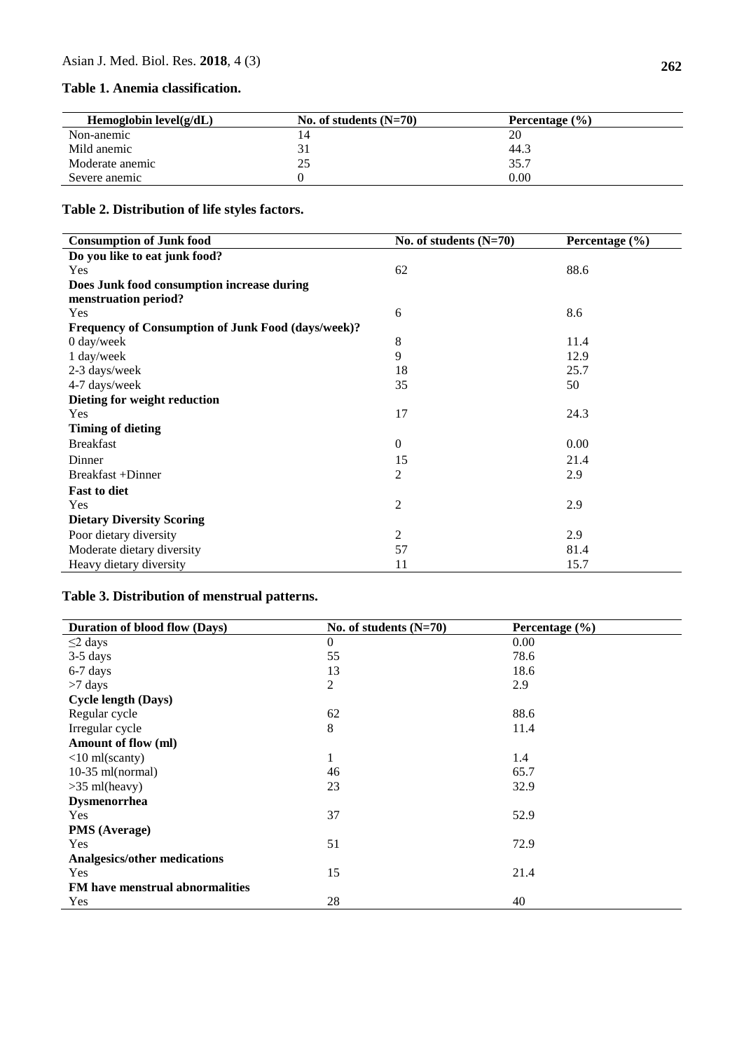**Table 1. Anemia classification.**

| Hemoglobin level(g/dL) | No. of students (N=70) | Percentage (%) |
|---|---|---|
| Non-anemic | 14 | 20 |
| Mild anemic | 31 | 44.3 |
| Moderate anemic | 25 | 35.7 |
| Severe anemic | 0 | 0.00 |

**Table 2. Distribution of life styles factors.**

| Consumption of Junk food | No. of students (N=70) | Percentage (%) |
|---|---|---|
| **Do you like to eat junk food?** | | |
| Yes | 62 | 88.6 |
| **Does Junk food consumption increase during menstruation period?** | | |
| Yes | 6 | 8.6 |
| **Frequency of Consumption of Junk Food (days/week)?** | | |
| 0 day/week | 8 | 11.4 |
| 1 day/week | 9 | 12.9 |
| 2-3 days/week | 18 | 25.7 |
| 4-7 days/week | 35 | 50 |
| **Dieting for weight reduction** | | |
| Yes | 17 | 24.3 |
| **Timing of dieting** | | |
| Breakfast | 0 | 0.00 |
| Dinner | 15 | 21.4 |
| Breakfast +Dinner | 2 | 2.9 |
| **Fast to diet** | | |
| Yes | 2 | 2.9 |
| **Dietary Diversity Scoring** | | |
| Poor dietary diversity | 2 | 2.9 |
| Moderate dietary diversity | 57 | 81.4 |
| Heavy dietary diversity | 11 | 15.7 |

**Table 3. Distribution of menstrual patterns.**

| Duration of blood flow (Days) | No. of students (N=70) | Percentage (%) |
|---|---|---|
| ≤2 days | 0 | 0.00 |
| 3-5 days | 55 | 78.6 |
| 6-7 days | 13 | 18.6 |
| >7 days | 2 | 2.9 |
| **Cycle length (Days)** | | |
| Regular cycle | 62 | 88.6 |
| Irregular cycle | 8 | 11.4 |
| **Amount of flow (ml)** | | |
| <10 ml(scanty) | 1 | 1.4 |
| 10-35 ml(normal) | 46 | 65.7 |
| >35 ml(heavy) | 23 | 32.9 |
| **Dysmenorrhea** | | |
| Yes | 37 | 52.9 |
| **PMS (Average)** | | |
| Yes | 51 | 72.9 |
| **Analgesics/other medications** | | |
| Yes | 15 | 21.4 |
| **FM have menstrual abnormalities** | | |
| Yes | 28 | 40 |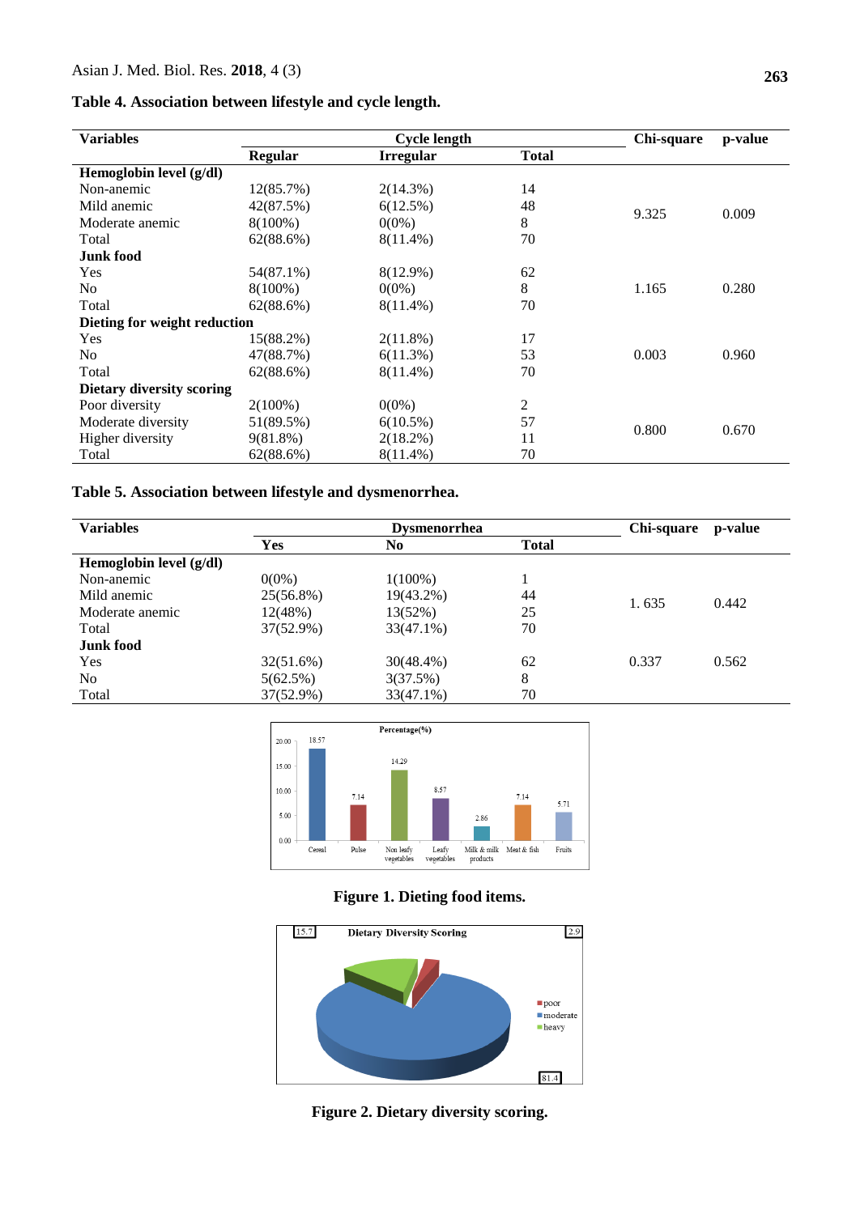**Table 4. Association between lifestyle and cycle length.**

| Variables | Cycle length | | | Chi-square | p-value |
|---|---|---|---|---|---|
| | Regular | Irregular | Total | | |
| **Hemoglobin level (g/dl)** | | | | | |
| Non-anemic | 12(85.7%) | 2(14.3%) | 14 | 9.325 | 0.009 |
| Mild anemic | 42(87.5%) | 6(12.5%) | 48 | | |
| Moderate anemic | 8(100%) | 0(0%) | 8 | | |
| Total | 62(88.6%) | 8(11.4%) | 70 | | |
| **Junk food** | | | | | |
| Yes | 54(87.1%) | 8(12.9%) | 62 | 1.165 | 0.280 |
| No | 8(100%) | 0(0%) | 8 | | |
| Total | 62(88.6%) | 8(11.4%) | 70 | | |
| **Dieting for weight reduction** | | | | | |
| Yes | 15(88.2%) | 2(11.8%) | 17 | 0.003 | 0.960 |
| No | 47(88.7%) | 6(11.3%) | 53 | | |
| Total | 62(88.6%) | 8(11.4%) | 70 | | |
| **Dietary diversity scoring** | | | | | |
| Poor diversity | 2(100%) | 0(0%) | 2 | 0.800 | 0.670 |
| Moderate diversity | 51(89.5%) | 6(10.5%) | 57 | | |
| Higher diversity | 9(81.8%) | 2(18.2%) | 11 | | |
| Total | 62(88.6%) | 8(11.4%) | 70 | | |

**Table 5. Association between lifestyle and dysmenorrhea.**

| Variables | Dysmenorrhea | | | Chi-square | p-value |
|---|---|---|---|---|---|
| | Yes | No | Total | | |
| **Hemoglobin level (g/dl)** | | | | | |
| Non-anemic | 0(0%) | 1(100%) | 1 | 1. 635 | 0.442 |
| Mild anemic | 25(56.8%) | 19(43.2%) | 44 | | |
| Moderate anemic | 12(48%) | 13(52%) | 25 | | |
| Total | 37(52.9%) | 33(47.1%) | 70 | | |
| **Junk food** | | | | | |
| Yes | 32(51.6%) | 30(48.4%) | 62 | 0.337 | 0.562 |
| No | 5(62.5%) | 3(37.5%) | 8 | | |
| Total | 37(52.9%) | 33(47.1%) | 70 | | |

**Figure 1. Dieting food items.**

**Figure 2. Dietary diversity scoring.**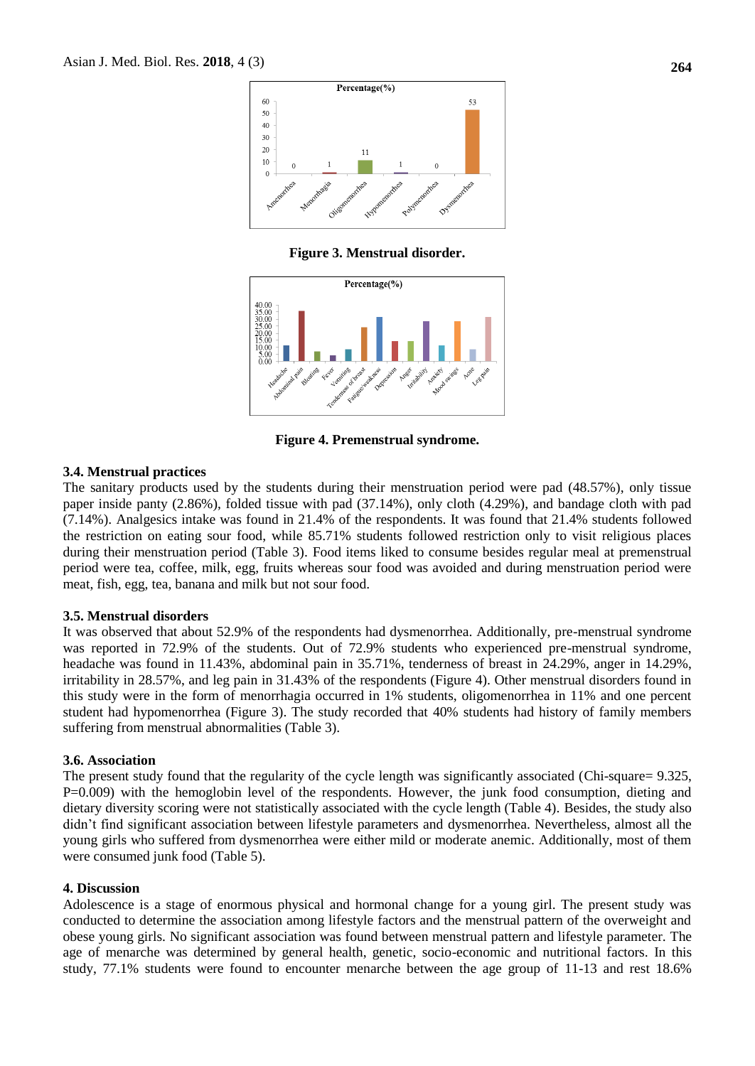**Figure 3. Menstrual disorder.**

**Figure 4. Premenstrual syndrome.**

### 3.4. Menstrual practices

The sanitary products used by the students during their menstruation period were pad (48.57%), only tissue paper inside panty (2.86%), folded tissue with pad (37.14%), only cloth (4.29%), and bandage cloth with pad (7.14%). Analgesics intake was found in 21.4% of the respondents. It was found that 21.4% students followed the restriction on eating sour food, while 85.71% students followed restriction only to visit religious places during their menstruation period (Table 3). Food items liked to consume besides regular meal at premenstrual period were tea, coffee, milk, egg, fruits whereas sour food was avoided and during menstruation period were meat, fish, egg, tea, banana and milk but not sour food.

### 3.5. Menstrual disorders

It was observed that about 52.9% of the respondents had dysmenorrhea. Additionally, pre-menstrual syndrome was reported in 72.9% of the students. Out of 72.9% students who experienced pre-menstrual syndrome, headache was found in 11.43%, abdominal pain in 35.71%, tenderness of breast in 24.29%, anger in 14.29%, irritability in 28.57%, and leg pain in 31.43% of the respondents (Figure 4). Other menstrual disorders found in this study were in the form of menorrhagia occurred in 1% students, oligomenorrhea in 11% and one percent student had hypomenorrhea (Figure 3). The study recorded that 40% students had history of family members suffering from menstrual abnormalities (Table 3).

### 3.6. Association

The present study found that the regularity of the cycle length was significantly associated (Chi-square= 9.325, P=0.009) with the hemoglobin level of the respondents. However, the junk food consumption, dieting and dietary diversity scoring were not statistically associated with the cycle length (Table 4). Besides, the study also didn't find significant association between lifestyle parameters and dysmenorrhea. Nevertheless, almost all the young girls who suffered from dysmenorrhea were either mild or moderate anemic. Additionally, most of them were consumed junk food (Table 5).

## 4. Discussion

Adolescence is a stage of enormous physical and hormonal change for a young girl. The present study was conducted to determine the association among lifestyle factors and the menstrual pattern of the overweight and obese young girls. No significant association was found between menstrual pattern and lifestyle parameter. The age of menarche was determined by general health, genetic, socio-economic and nutritional factors. In this study, 77.1% students were found to encounter menarche between the age group of 11-13 and rest 18.6%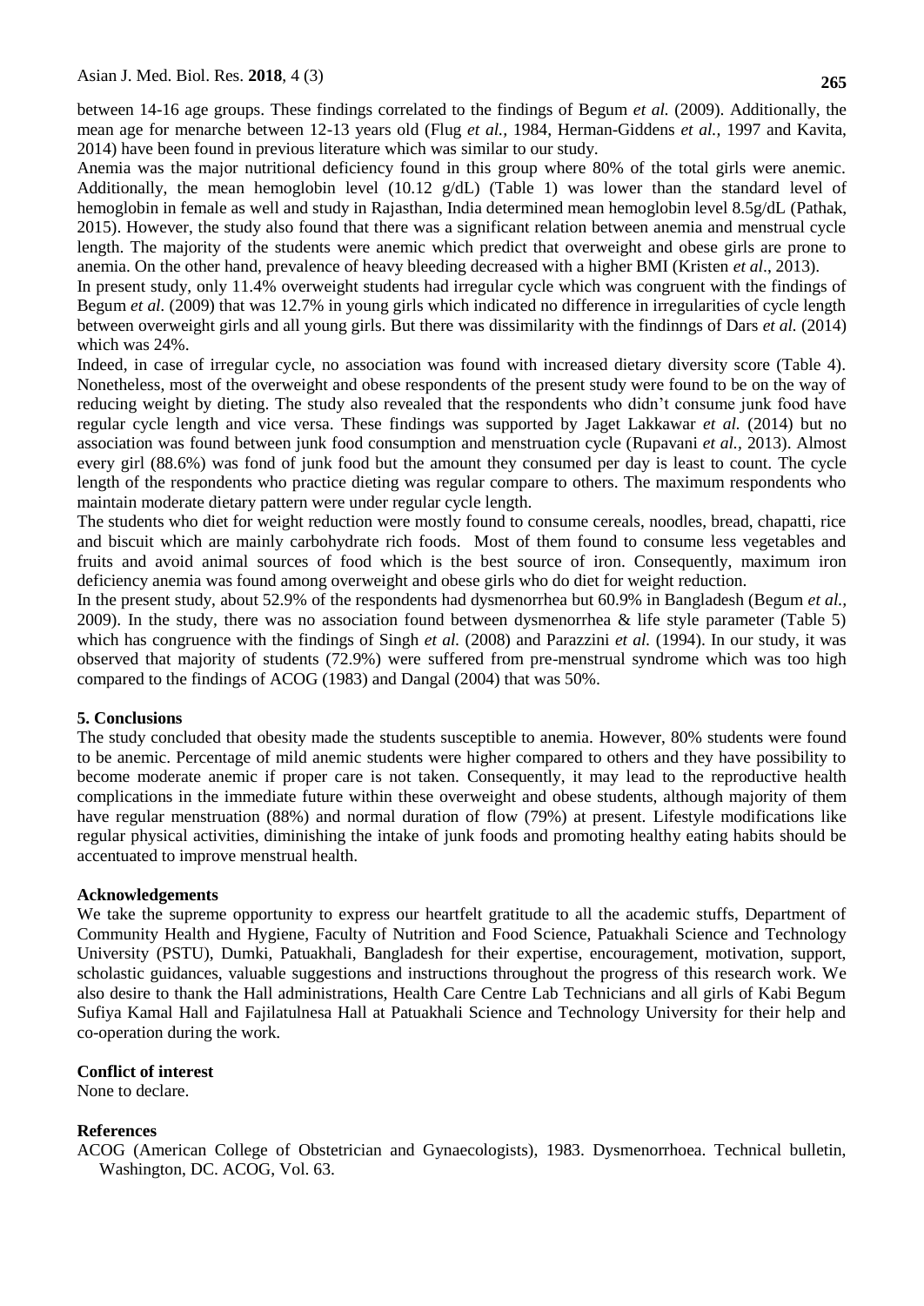between 14-16 age groups. These findings correlated to the findings of Begum *et al.* (2009). Additionally, the mean age for menarche between 12-13 years old (Flug *et al.*, 1984, Herman-Giddens *et al.*, 1997 and Kavita, 2014) have been found in previous literature which was similar to our study.

Anemia was the major nutritional deficiency found in this group where 80% of the total girls were anemic. Additionally, the mean hemoglobin level (10.12 g/dL) (Table 1) was lower than the standard level of hemoglobin in female as well and study in Rajasthan, India determined mean hemoglobin level 8.5g/dL (Pathak, 2015). However, the study also found that there was a significant relation between anemia and menstrual cycle length. The majority of the students were anemic which predict that overweight and obese girls are prone to anemia. On the other hand, prevalence of heavy bleeding decreased with a higher BMI (Kristen *et al*., 2013).

In present study, only 11.4% overweight students had irregular cycle which was congruent with the findings of Begum *et al.* (2009) that was 12.7% in young girls which indicated no difference in irregularities of cycle length between overweight girls and all young girls. But there was dissimilarity with the findinngs of Dars *et al.* (2014) which was 24%.

Indeed, in case of irregular cycle, no association was found with increased dietary diversity score (Table 4). Nonetheless, most of the overweight and obese respondents of the present study were found to be on the way of reducing weight by dieting. The study also revealed that the respondents who didn't consume junk food have regular cycle length and vice versa. These findings was supported by Jaget Lakkawar *et al.* (2014) but no association was found between junk food consumption and menstruation cycle (Rupavani *et al.*, 2013). Almost every girl (88.6%) was fond of junk food but the amount they consumed per day is least to count. The cycle length of the respondents who practice dieting was regular compare to others. The maximum respondents who maintain moderate dietary pattern were under regular cycle length.

The students who diet for weight reduction were mostly found to consume cereals, noodles, bread, chapatti, rice and biscuit which are mainly carbohydrate rich foods. Most of them found to consume less vegetables and fruits and avoid animal sources of food which is the best source of iron. Consequently, maximum iron deficiency anemia was found among overweight and obese girls who do diet for weight reduction.

In the present study, about 52.9% of the respondents had dysmenorrhea but 60.9% in Bangladesh (Begum *et al.*, 2009). In the study, there was no association found between dysmenorrhea & life style parameter (Table 5) which has congruence with the findings of Singh *et al.* (2008) and Parazzini *et al.* (1994). In our study, it was observed that majority of students (72.9%) were suffered from pre-menstrual syndrome which was too high compared to the findings of ACOG (1983) and Dangal (2004) that was 50%.

## 5. Conclusions

The study concluded that obesity made the students susceptible to anemia. However, 80% students were found to be anemic. Percentage of mild anemic students were higher compared to others and they have possibility to become moderate anemic if proper care is not taken. Consequently, it may lead to the reproductive health complications in the immediate future within these overweight and obese students, although majority of them have regular menstruation (88%) and normal duration of flow (79%) at present. Lifestyle modifications like regular physical activities, diminishing the intake of junk foods and promoting healthy eating habits should be accentuated to improve menstrual health.

## Acknowledgements

We take the supreme opportunity to express our heartfelt gratitude to all the academic stuffs, Department of Community Health and Hygiene, Faculty of Nutrition and Food Science, Patuakhali Science and Technology University (PSTU), Dumki, Patuakhali, Bangladesh for their expertise, encouragement, motivation, support, scholastic guidances, valuable suggestions and instructions throughout the progress of this research work. We also desire to thank the Hall administrations, Health Care Centre Lab Technicians and all girls of Kabi Begum Sufiya Kamal Hall and Fajilatulnesa Hall at Patuakhali Science and Technology University for their help and co-operation during the work.

## Conflict of interest

None to declare.

## References

ACOG (American College of Obstetrician and Gynaecologists), 1983. Dysmenorrhoea. Technical bulletin, Washington, DC. ACOG, Vol. 63.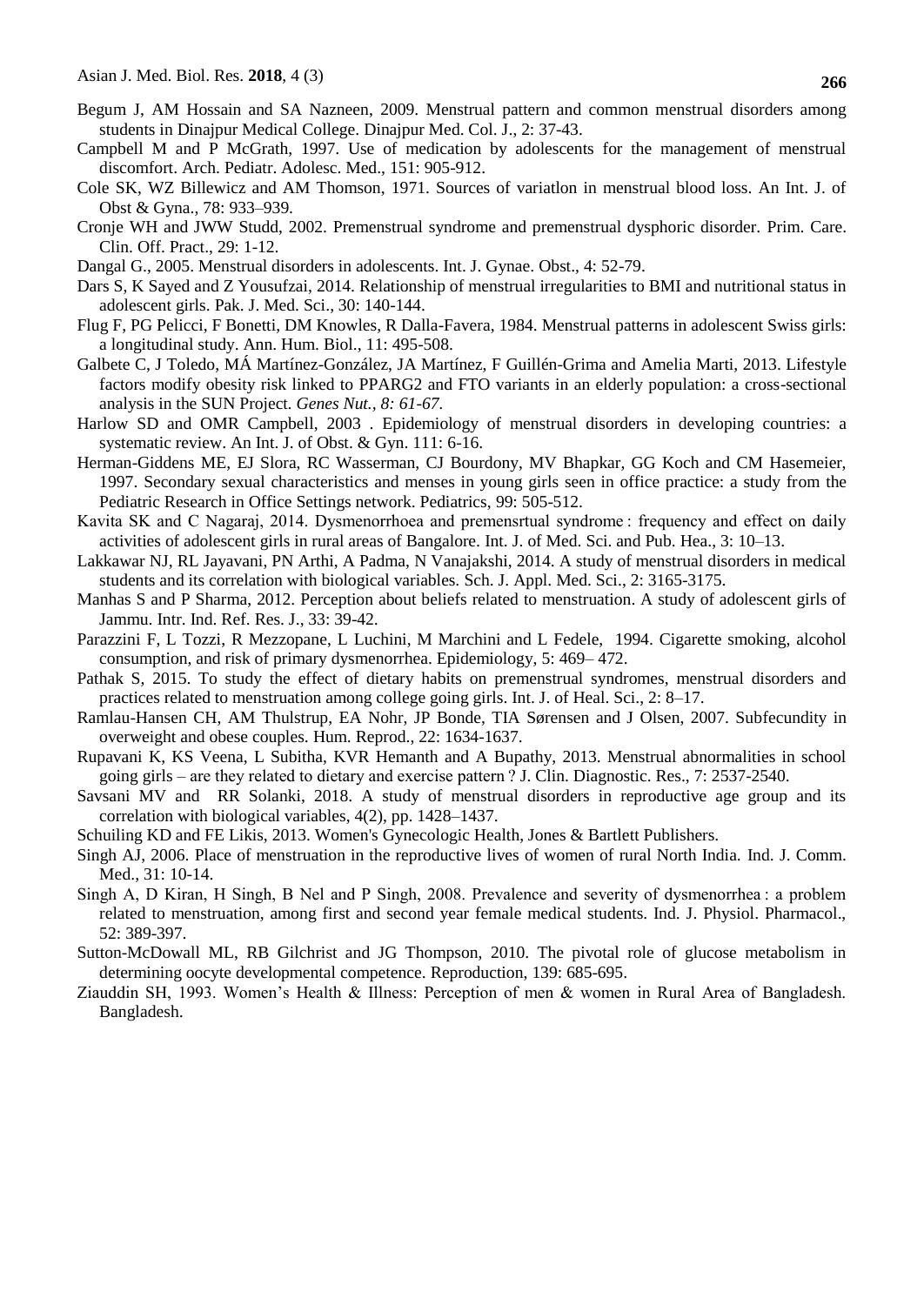Begum J, AM Hossain and SA Nazneen, 2009. Menstrual pattern and common menstrual disorders among students in Dinajpur Medical College. Dinajpur Med. Col. J., 2: 37-43.

Campbell M and P McGrath, 1997. Use of medication by adolescents for the management of menstrual discomfort. Arch. Pediatr. Adolesc. Med., 151: 905-912.

Cole SK, WZ Billewicz and AM Thomson, 1971. Sources of variatlon in menstrual blood loss. An Int. J. of Obst & Gyna., 78: 933–939.

Cronje WH and JWW Studd, 2002. Premenstrual syndrome and premenstrual dysphoric disorder. Prim. Care. Clin. Off. Pract., 29: 1-12.

Dangal G., 2005. Menstrual disorders in adolescents. Int. J. Gynae. Obst., 4: 52-79.

Dars S, K Sayed and Z Yousufzai, 2014. Relationship of menstrual irregularities to BMI and nutritional status in adolescent girls. Pak. J. Med. Sci., 30: 140-144.

Flug F, PG Pelicci, F Bonetti, DM Knowles, R Dalla-Favera, 1984. Menstrual patterns in adolescent Swiss girls: a longitudinal study. Ann. Hum. Biol., 11: 495-508.

Galbete C, J Toledo, MÁ Martínez-González, JA Martínez, F Guillén-Grima and Amelia Marti, 2013. Lifestyle factors modify obesity risk linked to PPARG2 and FTO variants in an elderly population: a cross-sectional analysis in the SUN Project. *Genes Nut., 8: 61-67.*

Harlow SD and OMR Campbell, 2003 . Epidemiology of menstrual disorders in developing countries: a systematic review. An Int. J. of Obst. & Gyn. 111: 6-16.

Herman-Giddens ME, EJ Slora, RC Wasserman, CJ Bourdony, MV Bhapkar, GG Koch and CM Hasemeier, 1997. Secondary sexual characteristics and menses in young girls seen in office practice: a study from the Pediatric Research in Office Settings network. Pediatrics, 99: 505-512.

Kavita SK and C Nagaraj, 2014. Dysmenorrhoea and premensrtual syndrome : frequency and effect on daily activities of adolescent girls in rural areas of Bangalore. Int. J. of Med. Sci. and Pub. Hea., 3: 10–13.

Lakkawar NJ, RL Jayavani, PN Arthi, A Padma, N Vanajakshi, 2014. A study of menstrual disorders in medical students and its correlation with biological variables. Sch. J. Appl. Med. Sci., 2: 3165-3175.

Manhas S and P Sharma, 2012. Perception about beliefs related to menstruation. A study of adolescent girls of Jammu. Intr. Ind. Ref. Res. J., 33: 39-42.

Parazzini F, L Tozzi, R Mezzopane, L Luchini, M Marchini and L Fedele, 1994. Cigarette smoking, alcohol consumption, and risk of primary dysmenorrhea. Epidemiology, 5: 469– 472.

Pathak S, 2015. To study the effect of dietary habits on premenstrual syndromes, menstrual disorders and practices related to menstruation among college going girls. Int. J. of Heal. Sci., 2: 8–17.

Ramlau-Hansen CH, AM Thulstrup, EA Nohr, JP Bonde, TIA Sørensen and J Olsen, 2007. Subfecundity in overweight and obese couples. Hum. Reprod., 22: 1634-1637.

Rupavani K, KS Veena, L Subitha, KVR Hemanth and A Bupathy, 2013. Menstrual abnormalities in school going girls – are they related to dietary and exercise pattern ? J. Clin. Diagnostic. Res., 7: 2537-2540.

Savsani MV and RR Solanki, 2018. A study of menstrual disorders in reproductive age group and its correlation with biological variables, 4(2), pp. 1428–1437.

Schuiling KD and FE Likis, 2013. Women's Gynecologic Health, Jones & Bartlett Publishers.

Singh AJ, 2006. Place of menstruation in the reproductive lives of women of rural North India. Ind. J. Comm. Med., 31: 10-14.

Singh A, D Kiran, H Singh, B Nel and P Singh, 2008. Prevalence and severity of dysmenorrhea : a problem related to menstruation, among first and second year female medical students. Ind. J. Physiol. Pharmacol., 52: 389-397.

Sutton-McDowall ML, RB Gilchrist and JG Thompson, 2010. The pivotal role of glucose metabolism in determining oocyte developmental competence. Reproduction, 139: 685-695.

Ziauddin SH, 1993. Women's Health & Illness: Perception of men & women in Rural Area of Bangladesh. Bangladesh.